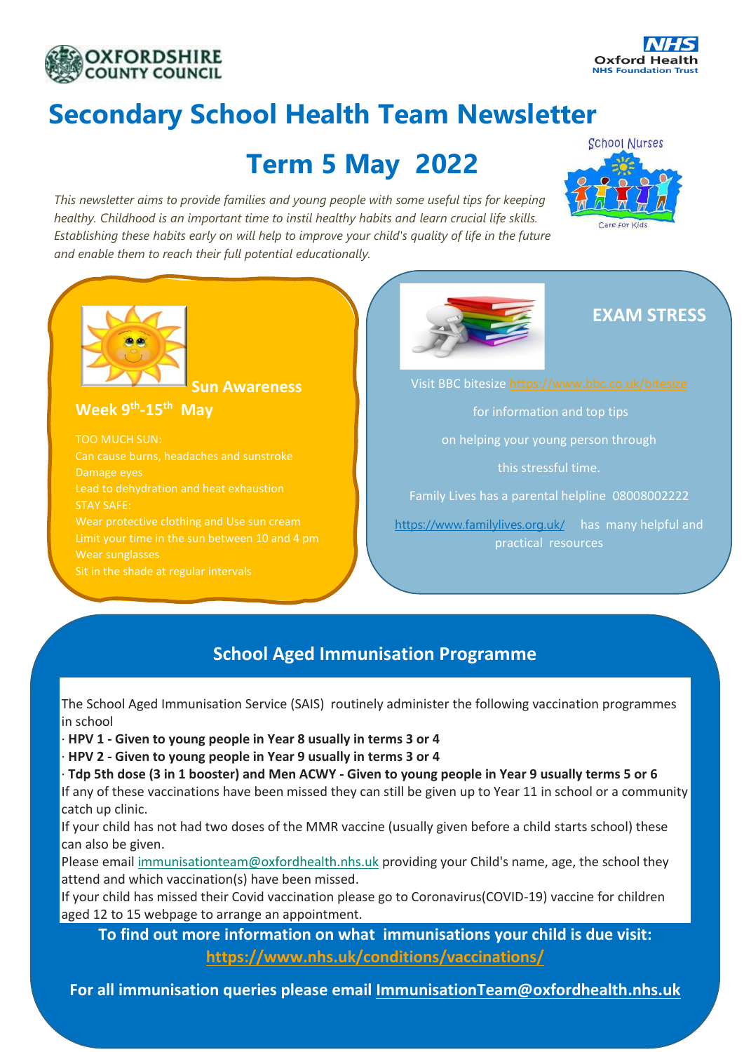# Secondary School Health Team Newsletter

## Term 5 May 2022

*This newsletter aims to provide families and young people with some useful tips for keeping healthy. Childhood is an important time to instil healthy habits and learn crucial life skills. Establishing these habits early on will help to improve your child's quality of life in the future and enable them to reach their full potential educationally.*

### Sun Awareness Week 9th-15th May

TOO MUCH SUN:

- Can cause burns, headaches and sunstroke
- Damage eyes
- Lead to dehydration and heat exhaustion

STAY SAFE:

- Wear protective clothing and Use sun cream
- Limit your time in the sun between 10 and 4 pm
- Wear sunglasses
- Sit in the shade at regular intervals

### EXAM STRESS

Visit BBC bitesize https://www.bbc.co.uk/bitesize for information and top tips on helping your young person through this stressful time.

Family Lives has a parental helpline 08008002222

https://www.familylives.org.uk/ has many helpful and practical resources

### School Aged Immunisation Programme

The School Aged Immunisation Service (SAIS) routinely administer the following vaccination programmes in school

- **HPV 1 - Given to young people in Year 8 usually in terms 3 or 4**
- **HPV 2 - Given to young people in Year 9 usually in terms 3 or 4**
- **Tdp 5th dose (3 in 1 booster) and Men ACWY - Given to young people in Year 9 usually terms 5 or 6**

If any of these vaccinations have been missed they can still be given up to Year 11 in school or a community catch up clinic.

If your child has not had two doses of the MMR vaccine (usually given before a child starts school) these can also be given.

Please email immunisationteam@oxfordhealth.nhs.uk providing your Child's name, age, the school they attend and which vaccination(s) have been missed.

If your child has missed their Covid vaccination please go to Coronavirus(COVID-19) vaccine for children aged 12 to 15 webpage to arrange an appointment.

**To find out more information on what immunisations your child is due visit: https://www.nhs.uk/conditions/vaccinations/**

**For all immunisation queries please email ImmunisationTeam@oxfordhealth.nhs.uk**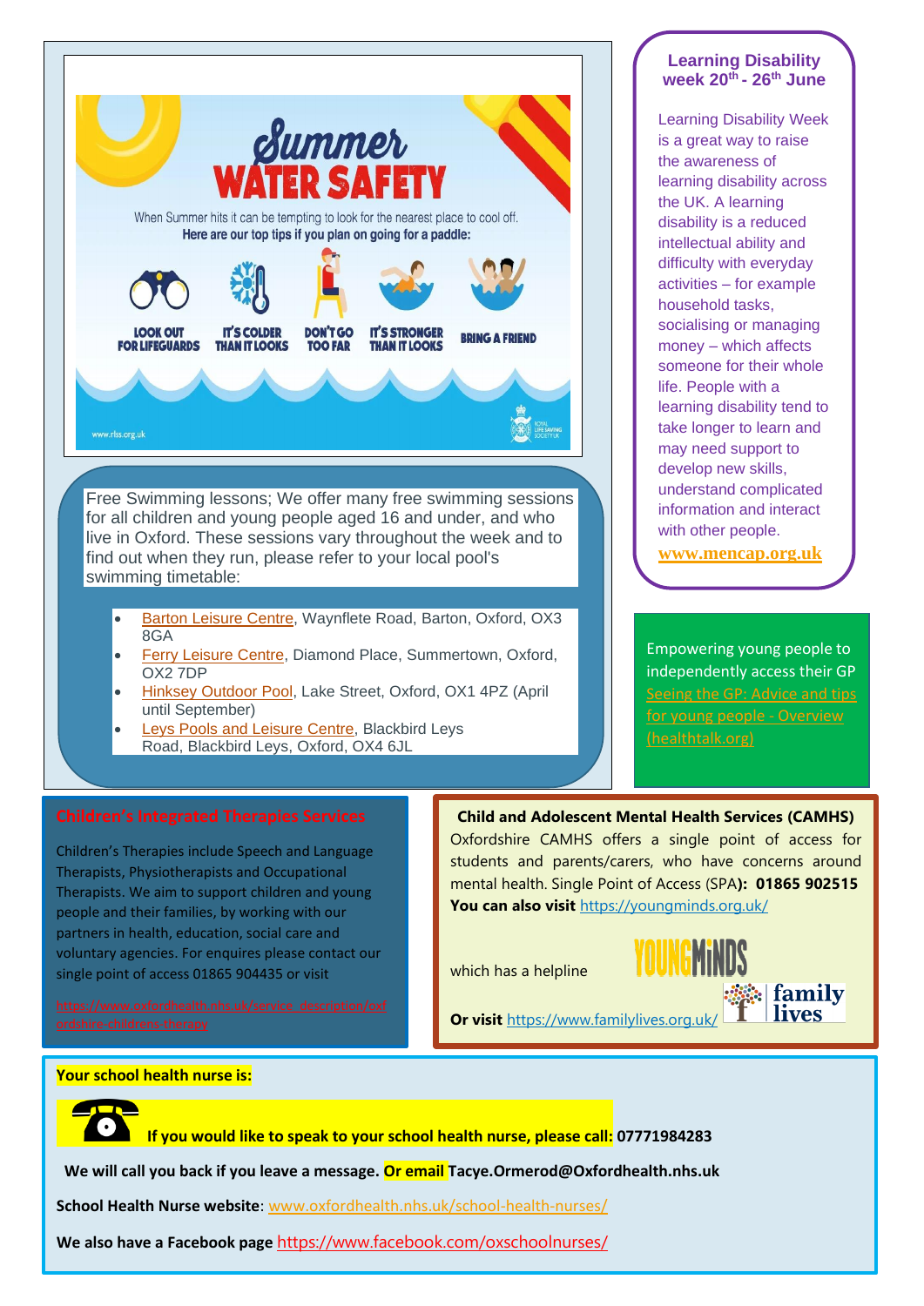# Summer WATER SAFETY

When Summer hits it can be tempting to look for the nearest place to cool off.
Here are our top tips if you plan on going for a paddle:

LOOK OUT FOR LIFEGUARDS

IT'S COLDER THAN IT LOOKS

DON'T GO TOO FAR

IT'S STRONGER THAN IT LOOKS

BRING A FRIEND

www.rlss.org.uk

ROYAL LIFE SAVING SOCIETY UK

Free Swimming lessons; We offer many free swimming sessions for all children and young people aged 16 and under, and who live in Oxford. These sessions vary throughout the week and to find out when they run, please refer to your local pool's swimming timetable:

- Barton Leisure Centre, Waynflete Road, Barton, Oxford, OX3 8GA
- Ferry Leisure Centre, Diamond Place, Summertown, Oxford, OX2 7DP
- Hinksey Outdoor Pool, Lake Street, Oxford, OX1 4PZ (April until September)
- Leys Pools and Leisure Centre, Blackbird Leys Road, Blackbird Leys, Oxford, OX4 6JL

## Learning Disability week 20th - 26th June

Learning Disability Week is a great way to raise the awareness of learning disability across the UK. A learning disability is a reduced intellectual ability and difficulty with everyday activities – for example household tasks, socialising or managing money – which affects someone for their whole life. People with a learning disability tend to take longer to learn and may need support to develop new skills, understand complicated information and interact with other people.

**www.mencap.org.uk**

Empowering young people to independently access their GP Seeing the GP: Advice and tips for young people - Overview (healthtalk.org)

## Children's Integrated Therapies Services

Children's Therapies include Speech and Language Therapists, Physiotherapists and Occupational Therapists. We aim to support children and young people and their families, by working with our partners in health, education, social care and voluntary agencies. For enquires please contact our single point of access 01865 904435 or visit

https://www.oxfordhealth.nhs.uk/service_description/oxfordshire-childrens-therapy

## Child and Adolescent Mental Health Services (CAMHS)

Oxfordshire CAMHS offers a single point of access for students and parents/carers, who have concerns around mental health. Single Point of Access (SPA): **01865 902515**

**You can also visit** https://youngminds.org.uk/

which has a helpline

YOUNGMINDS

**Or visit** https://www.familylives.org.uk/

family lives

**Your school health nurse is:**

**If you would like to speak to your school health nurse, please call: 07771984283**

**We will call you back if you leave a message. Or email Tacye.Ormerod@Oxfordhealth.nhs.uk**

**School Health Nurse website**: www.oxfordhealth.nhs.uk/school-health-nurses/

**We also have a Facebook page** https://www.facebook.com/oxschoolnurses/